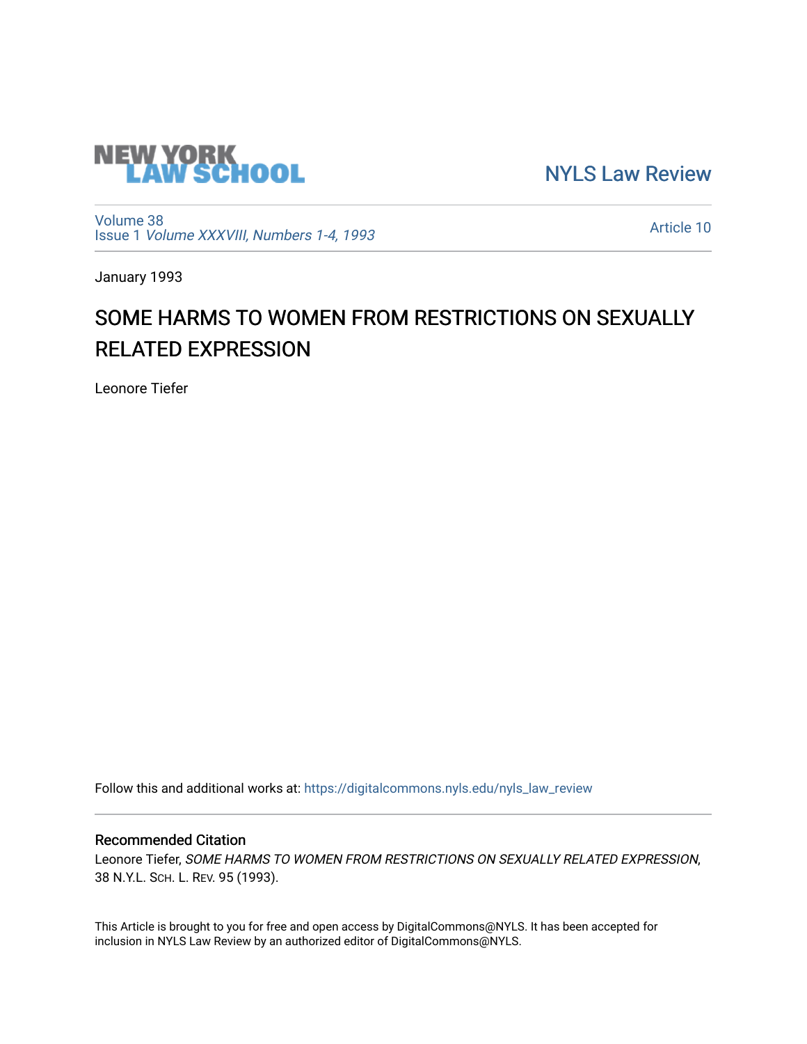NEW YORK LAW SCHOOL

NYLS Law Review

Volume 38
Issue 1 *Volume XXXVIII, Numbers 1-4, 1993*

Article 10

January 1993

# SOME HARMS TO WOMEN FROM RESTRICTIONS ON SEXUALLY RELATED EXPRESSION

Leonore Tiefer

Follow this and additional works at: https://digitalcommons.nyls.edu/nyls_law_review

## Recommended Citation

Leonore Tiefer, *SOME HARMS TO WOMEN FROM RESTRICTIONS ON SEXUALLY RELATED EXPRESSION*, 38 N.Y.L. SCH. L. REV. 95 (1993).

This Article is brought to you for free and open access by DigitalCommons@NYLS. It has been accepted for inclusion in NYLS Law Review by an authorized editor of DigitalCommons@NYLS.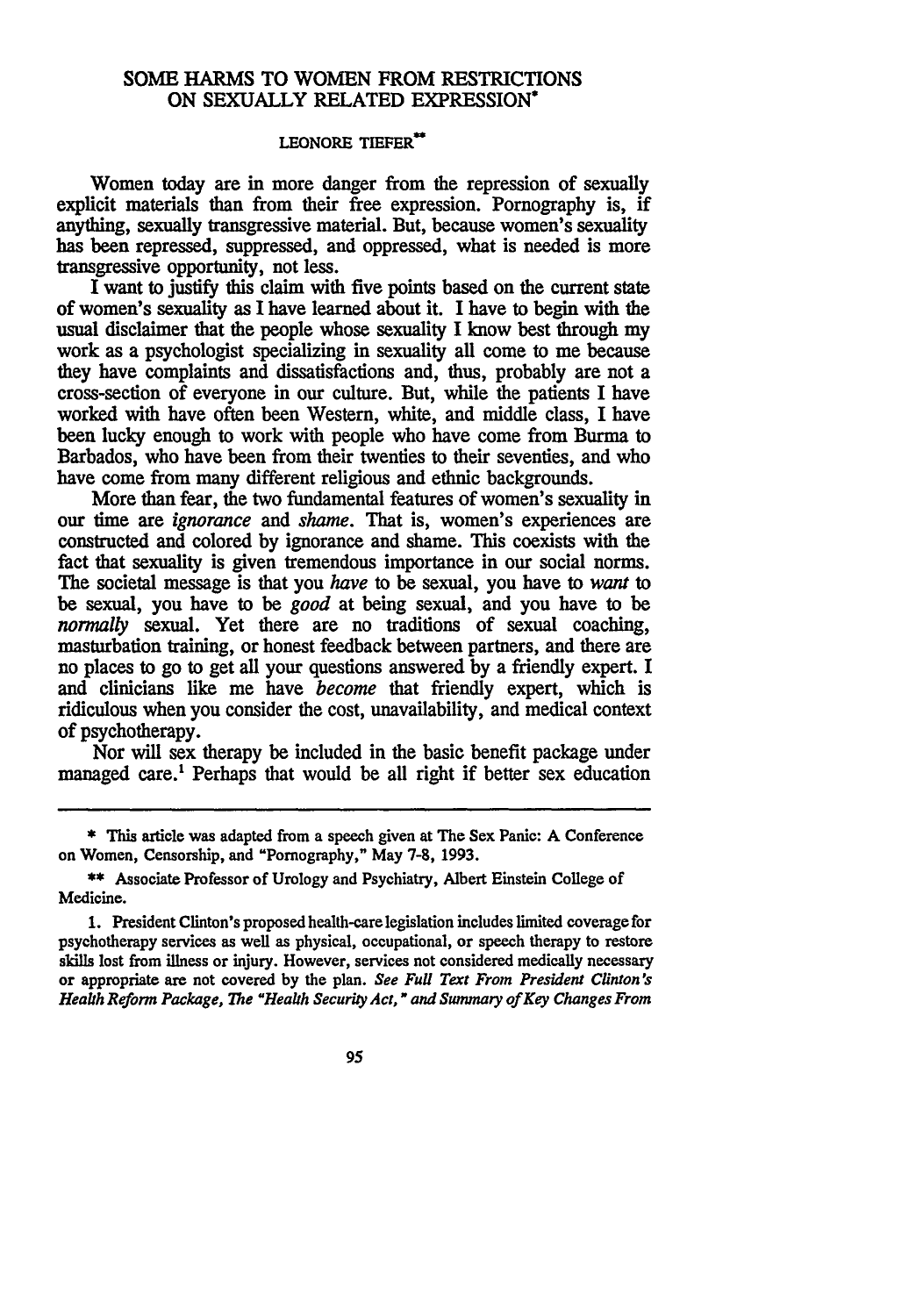# SOME HARMS TO WOMEN FROM RESTRICTIONS ON SEXUALLY RELATED EXPRESSION*

LEONORE TIEFER**

Women today are in more danger from the repression of sexually explicit materials than from their free expression. Pornography is, if anything, sexually transgressive material. But, because women's sexuality has been repressed, suppressed, and oppressed, what is needed is more transgressive opportunity, not less.

I want to justify this claim with five points based on the current state of women's sexuality as I have learned about it. I have to begin with the usual disclaimer that the people whose sexuality I know best through my work as a psychologist specializing in sexuality all come to me because they have complaints and dissatisfactions and, thus, probably are not a cross-section of everyone in our culture. But, while the patients I have worked with have often been Western, white, and middle class, I have been lucky enough to work with people who have come from Burma to Barbados, who have been from their twenties to their seventies, and who have come from many different religious and ethnic backgrounds.

More than fear, the two fundamental features of women's sexuality in our time are *ignorance* and *shame*. That is, women's experiences are constructed and colored by ignorance and shame. This coexists with the fact that sexuality is given tremendous importance in our social norms. The societal message is that you *have* to be sexual, you have to *want* to be sexual, you have to be *good* at being sexual, and you have to be *normally* sexual. Yet there are no traditions of sexual coaching, masturbation training, or honest feedback between partners, and there are no places to go to get all your questions answered by a friendly expert. I and clinicians like me have *become* that friendly expert, which is ridiculous when you consider the cost, unavailability, and medical context of psychotherapy.

Nor will sex therapy be included in the basic benefit package under managed care.[1] Perhaps that would be all right if better sex education

---

\* This article was adapted from a speech given at The Sex Panic: A Conference on Women, Censorship, and "Pornography," May 7-8, 1993.

\*\* Associate Professor of Urology and Psychiatry, Albert Einstein College of Medicine.

1. President Clinton's proposed health-care legislation includes limited coverage for psychotherapy services as well as physical, occupational, or speech therapy to restore skills lost from illness or injury. However, services not considered medically necessary or appropriate are not covered by the plan. *See Full Text From President Clinton's Health Reform Package, The "Health Security Act," and Summary of Key Changes From*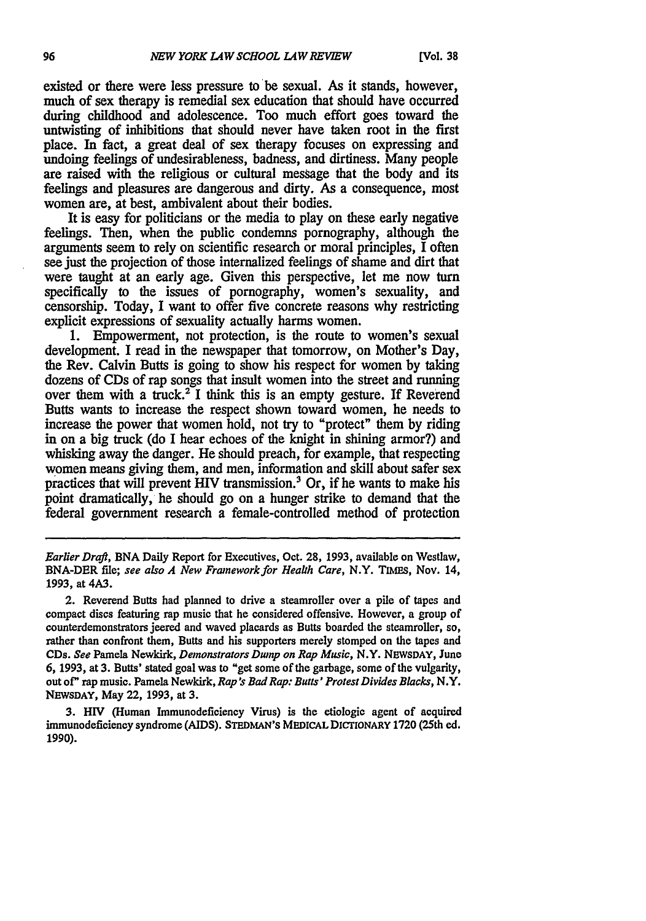existed or there were less pressure to be sexual. As it stands, however, much of sex therapy is remedial sex education that should have occurred during childhood and adolescence. Too much effort goes toward the untwisting of inhibitions that should never have taken root in the first place. In fact, a great deal of sex therapy focuses on expressing and undoing feelings of undesirableness, badness, and dirtiness. Many people are raised with the religious or cultural message that the body and its feelings and pleasures are dangerous and dirty. As a consequence, most women are, at best, ambivalent about their bodies.

It is easy for politicians or the media to play on these early negative feelings. Then, when the public condemns pornography, although the arguments seem to rely on scientific research or moral principles, I often see just the projection of those internalized feelings of shame and dirt that were taught at an early age. Given this perspective, let me now turn specifically to the issues of pornography, women's sexuality, and censorship. Today, I want to offer five concrete reasons why restricting explicit expressions of sexuality actually harms women.

1. Empowerment, not protection, is the route to women's sexual development. I read in the newspaper that tomorrow, on Mother's Day, the Rev. Calvin Butts is going to show his respect for women by taking dozens of CDs of rap songs that insult women into the street and running over them with a truck.[2] I think this is an empty gesture. If Reverend Butts wants to increase the respect shown toward women, he needs to increase the power that women hold, not try to "protect" them by riding in on a big truck (do I hear echoes of the knight in shining armor?) and whisking away the danger. He should preach, for example, that respecting women means giving them, and men, information and skill about safer sex practices that will prevent HIV transmission.[3] Or, if he wants to make his point dramatically, he should go on a hunger strike to demand that the federal government research a female-controlled method of protection

---

*Earlier Draft*, BNA Daily Report for Executives, Oct. 28, 1993, available on Westlaw, BNA-DER file; *see also A New Framework for Health Care*, N.Y. TIMES, Nov. 14, 1993, at 4A3.

2. Reverend Butts had planned to drive a steamroller over a pile of tapes and compact discs featuring rap music that he considered offensive. However, a group of counterdemonstrators jeered and waved placards as Butts boarded the steamroller, so, rather than confront them, Butts and his supporters merely stomped on the tapes and CDs. *See* Pamela Newkirk, *Demonstrators Dump on Rap Music*, N.Y. NEWSDAY, June 6, 1993, at 3. Butts' stated goal was to "get some of the garbage, some of the vulgarity, out of" rap music. Pamela Newkirk, *Rap's Bad Rap: Butts' Protest Divides Blacks*, N.Y. NEWSDAY, May 22, 1993, at 3.

3. HIV (Human Immunodeficiency Virus) is the etiologic agent of acquired immunodeficiency syndrome (AIDS). STEDMAN'S MEDICAL DICTIONARY 1720 (25th ed. 1990).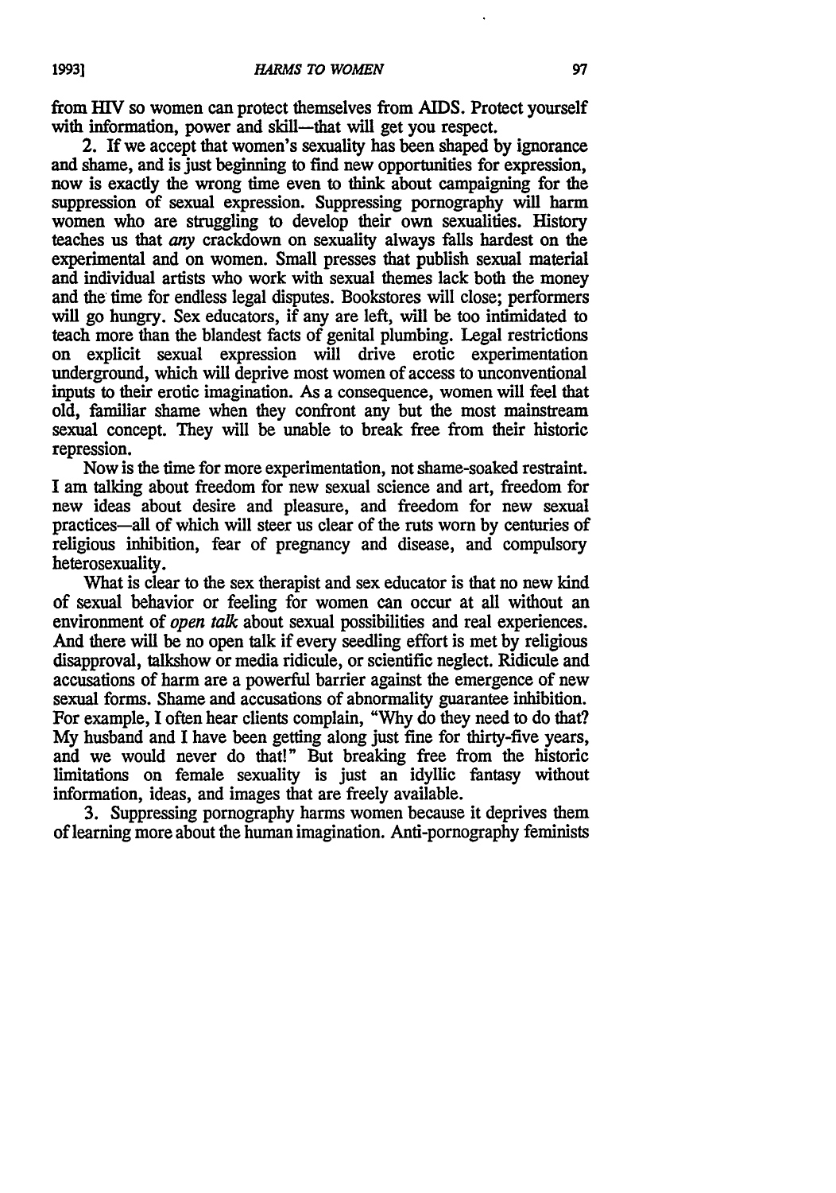from HIV so women can protect themselves from AIDS. Protect yourself with information, power and skill—that will get you respect.

2. If we accept that women's sexuality has been shaped by ignorance and shame, and is just beginning to find new opportunities for expression, now is exactly the wrong time even to think about campaigning for the suppression of sexual expression. Suppressing pornography will harm women who are struggling to develop their own sexualities. History teaches us that *any* crackdown on sexuality always falls hardest on the experimental and on women. Small presses that publish sexual material and individual artists who work with sexual themes lack both the money and the time for endless legal disputes. Bookstores will close; performers will go hungry. Sex educators, if any are left, will be too intimidated to teach more than the blandest facts of genital plumbing. Legal restrictions on explicit sexual expression will drive erotic experimentation underground, which will deprive most women of access to unconventional inputs to their erotic imagination. As a consequence, women will feel that old, familiar shame when they confront any but the most mainstream sexual concept. They will be unable to break free from their historic repression.

Now is the time for more experimentation, not shame-soaked restraint. I am talking about freedom for new sexual science and art, freedom for new ideas about desire and pleasure, and freedom for new sexual practices—all of which will steer us clear of the ruts worn by centuries of religious inhibition, fear of pregnancy and disease, and compulsory heterosexuality.

What is clear to the sex therapist and sex educator is that no new kind of sexual behavior or feeling for women can occur at all without an environment of *open talk* about sexual possibilities and real experiences. And there will be no open talk if every seedling effort is met by religious disapproval, talkshow or media ridicule, or scientific neglect. Ridicule and accusations of harm are a powerful barrier against the emergence of new sexual forms. Shame and accusations of abnormality guarantee inhibition. For example, I often hear clients complain, "Why do they need to do that? My husband and I have been getting along just fine for thirty-five years, and we would never do that!" But breaking free from the historic limitations on female sexuality is just an idyllic fantasy without information, ideas, and images that are freely available.

3. Suppressing pornography harms women because it deprives them of learning more about the human imagination. Anti-pornography feminists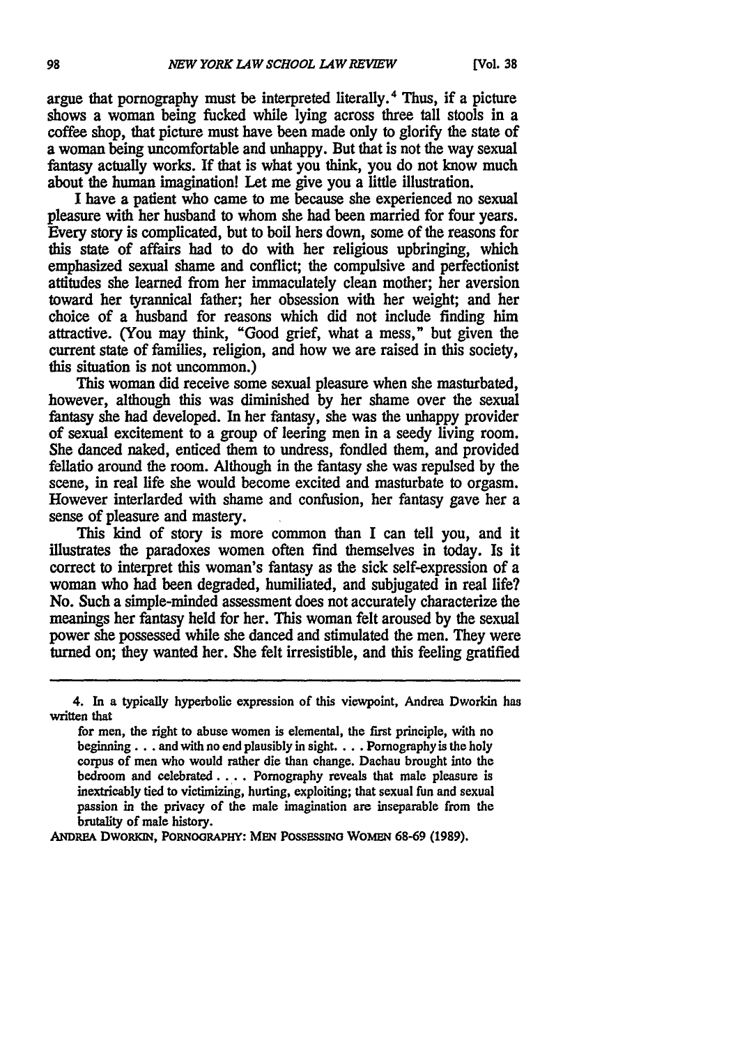argue that pornography must be interpreted literally.[4] Thus, if a picture shows a woman being fucked while lying across three tall stools in a coffee shop, that picture must have been made only to glorify the state of a woman being uncomfortable and unhappy. But that is not the way sexual fantasy actually works. If that is what you think, you do not know much about the human imagination! Let me give you a little illustration.

I have a patient who came to me because she experienced no sexual pleasure with her husband to whom she had been married for four years. Every story is complicated, but to boil hers down, some of the reasons for this state of affairs had to do with her religious upbringing, which emphasized sexual shame and conflict; the compulsive and perfectionist attitudes she learned from her immaculately clean mother; her aversion toward her tyrannical father; her obsession with her weight; and her choice of a husband for reasons which did not include finding him attractive. (You may think, "Good grief, what a mess," but given the current state of families, religion, and how we are raised in this society, this situation is not uncommon.)

This woman did receive some sexual pleasure when she masturbated, however, although this was diminished by her shame over the sexual fantasy she had developed. In her fantasy, she was the unhappy provider of sexual excitement to a group of leering men in a seedy living room. She danced naked, enticed them to undress, fondled them, and provided fellatio around the room. Although in the fantasy she was repulsed by the scene, in real life she would become excited and masturbate to orgasm. However interlarded with shame and confusion, her fantasy gave her a sense of pleasure and mastery.

This kind of story is more common than I can tell you, and it illustrates the paradoxes women often find themselves in today. Is it correct to interpret this woman's fantasy as the sick self-expression of a woman who had been degraded, humiliated, and subjugated in real life? No. Such a simple-minded assessment does not accurately characterize the meanings her fantasy held for her. This woman felt aroused by the sexual power she possessed while she danced and stimulated the men. They were turned on; they wanted her. She felt irresistible, and this feeling gratified

---

4. In a typically hyperbolic expression of this viewpoint, Andrea Dworkin has written that

> for men, the right to abuse women is elemental, the first principle, with no beginning . . . and with no end plausibly in sight. . . . Pornography is the holy corpus of men who would rather die than change. Dachau brought into the bedroom and celebrated . . . . Pornography reveals that male pleasure is inextricably tied to victimizing, hurting, exploiting; that sexual fun and sexual passion in the privacy of the male imagination are inseparable from the brutality of male history.

ANDREA DWORKIN, PORNOGRAPHY: MEN POSSESSING WOMEN 68-69 (1989).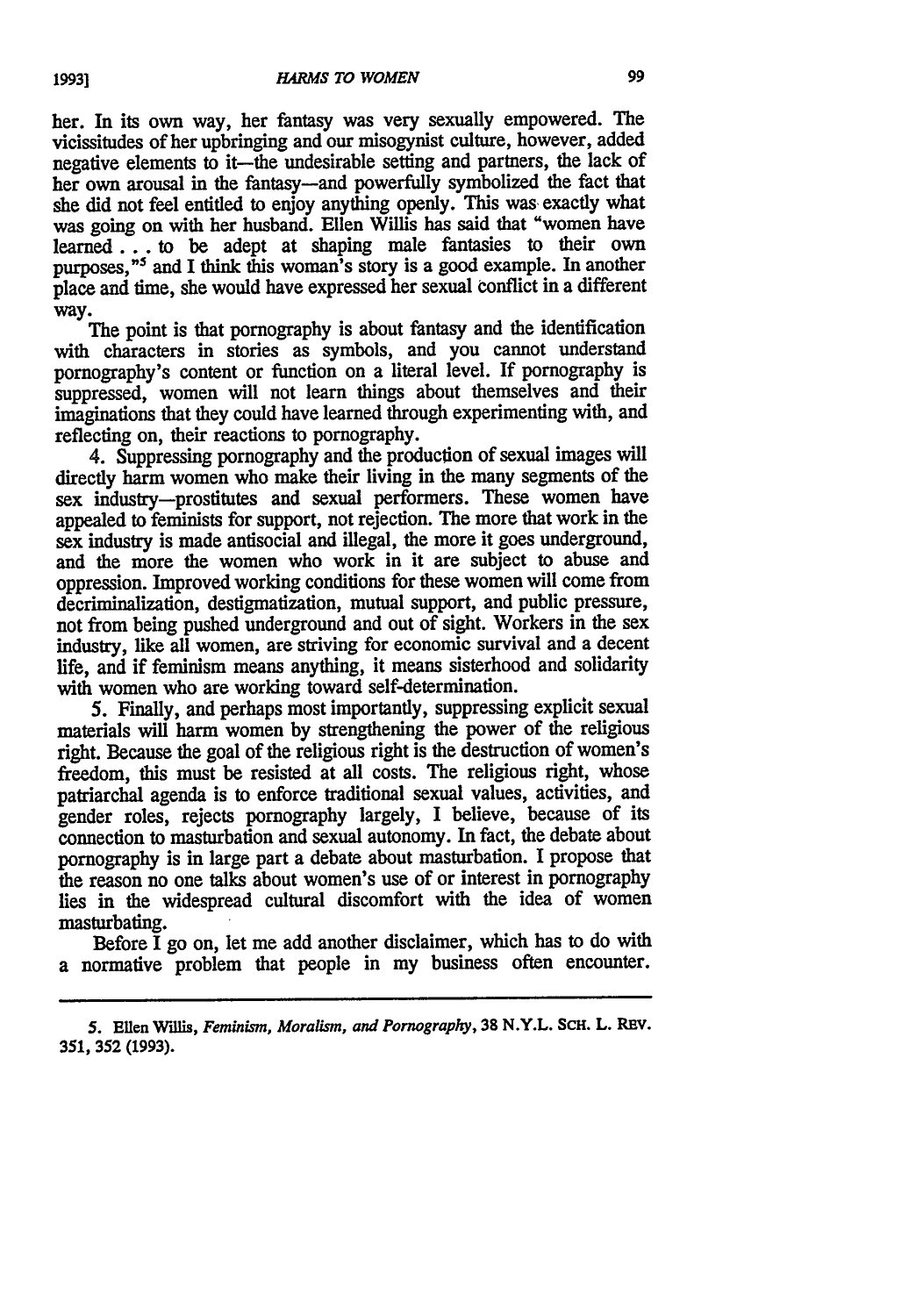her. In its own way, her fantasy was very sexually empowered. The vicissitudes of her upbringing and our misogynist culture, however, added negative elements to it—the undesirable setting and partners, the lack of her own arousal in the fantasy—and powerfully symbolized the fact that she did not feel entitled to enjoy anything openly. This was exactly what was going on with her husband. Ellen Willis has said that "women have learned . . . to be adept at shaping male fantasies to their own purposes,"[5] and I think this woman's story is a good example. In another place and time, she would have expressed her sexual conflict in a different way.

The point is that pornography is about fantasy and the identification with characters in stories as symbols, and you cannot understand pornography's content or function on a literal level. If pornography is suppressed, women will not learn things about themselves and their imaginations that they could have learned through experimenting with, and reflecting on, their reactions to pornography.

4. Suppressing pornography and the production of sexual images will directly harm women who make their living in the many segments of the sex industry—prostitutes and sexual performers. These women have appealed to feminists for support, not rejection. The more that work in the sex industry is made antisocial and illegal, the more it goes underground, and the more the women who work in it are subject to abuse and oppression. Improved working conditions for these women will come from decriminalization, destigmatization, mutual support, and public pressure, not from being pushed underground and out of sight. Workers in the sex industry, like all women, are striving for economic survival and a decent life, and if feminism means anything, it means sisterhood and solidarity with women who are working toward self-determination.

5. Finally, and perhaps most importantly, suppressing explicit sexual materials will harm women by strengthening the power of the religious right. Because the goal of the religious right is the destruction of women's freedom, this must be resisted at all costs. The religious right, whose patriarchal agenda is to enforce traditional sexual values, activities, and gender roles, rejects pornography largely, I believe, because of its connection to masturbation and sexual autonomy. In fact, the debate about pornography is in large part a debate about masturbation. I propose that the reason no one talks about women's use of or interest in pornography lies in the widespread cultural discomfort with the idea of women masturbating.

Before I go on, let me add another disclaimer, which has to do with a normative problem that people in my business often encounter.

---

5. Ellen Willis, *Feminism, Moralism, and Pornography*, 38 N.Y.L. SCH. L. REV. 351, 352 (1993).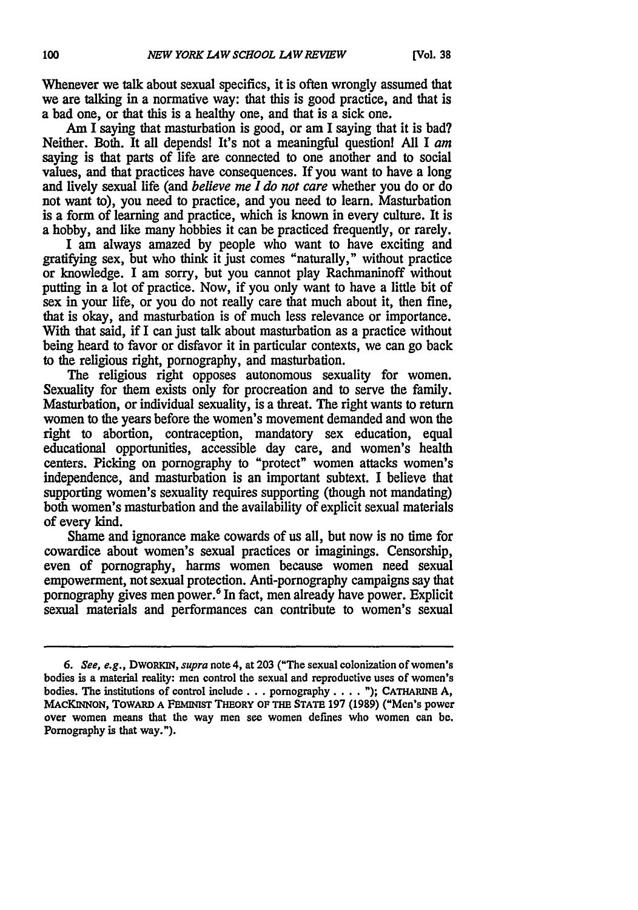Whenever we talk about sexual specifics, it is often wrongly assumed that we are talking in a normative way: that this is good practice, and that is a bad one, or that this is a healthy one, and that is a sick one.

Am I saying that masturbation is good, or am I saying that it is bad? Neither. Both. It all depends! It's not a meaningful question! All I *am* saying is that parts of life are connected to one another and to social values, and that practices have consequences. If you want to have a long and lively sexual life (and *believe me I do not care* whether you do or do not want to), you need to practice, and you need to learn. Masturbation is a form of learning and practice, which is known in every culture. It is a hobby, and like many hobbies it can be practiced frequently, or rarely.

I am always amazed by people who want to have exciting and gratifying sex, but who think it just comes "naturally," without practice or knowledge. I am sorry, but you cannot play Rachmaninoff without putting in a lot of practice. Now, if you only want to have a little bit of sex in your life, or you do not really care that much about it, then fine, that is okay, and masturbation is of much less relevance or importance. With that said, if I can just talk about masturbation as a practice without being heard to favor or disfavor it in particular contexts, we can go back to the religious right, pornography, and masturbation.

The religious right opposes autonomous sexuality for women. Sexuality for them exists only for procreation and to serve the family. Masturbation, or individual sexuality, is a threat. The right wants to return women to the years before the women's movement demanded and won the right to abortion, contraception, mandatory sex education, equal educational opportunities, accessible day care, and women's health centers. Picking on pornography to "protect" women attacks women's independence, and masturbation is an important subtext. I believe that supporting women's sexuality requires supporting (though not mandating) both women's masturbation and the availability of explicit sexual materials of every kind.

Shame and ignorance make cowards of us all, but now is no time for cowardice about women's sexual practices or imaginings. Censorship, even of pornography, harms women because women need sexual empowerment, not sexual protection. Anti-pornography campaigns say that pornography gives men power.[6] In fact, men already have power. Explicit sexual materials and performances can contribute to women's sexual

---

6. *See, e.g.*, DWORKIN, *supra* note 4, at 203 ("The sexual colonization of women's bodies is a material reality: men control the sexual and reproductive uses of women's bodies. The institutions of control include . . . pornography . . . . "); CATHARINE A, MACKINNON, TOWARD A FEMINIST THEORY OF THE STATE 197 (1989) ("Men's power over women means that the way men see women defines who women can be. Pornography is that way.").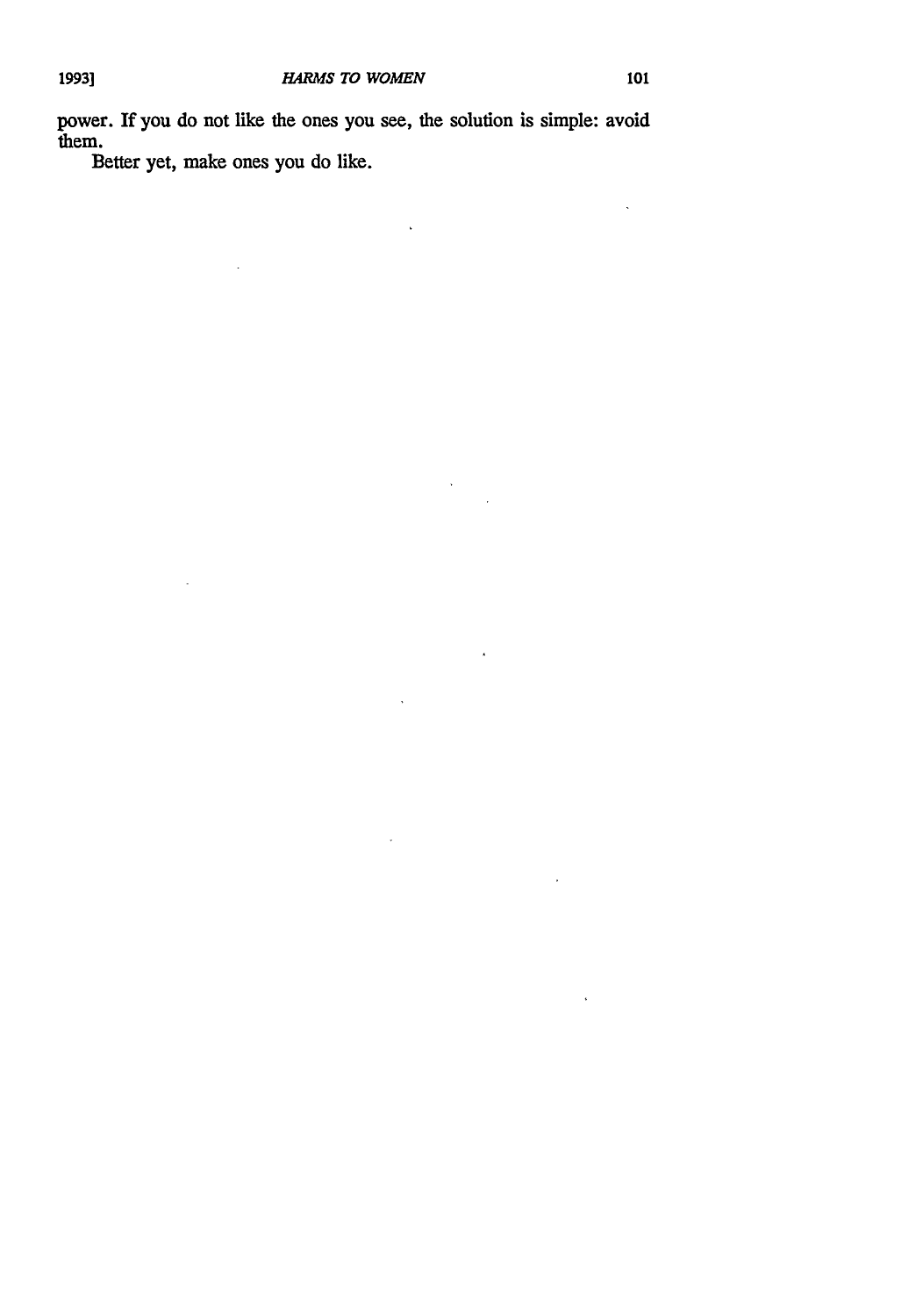power. If you do not like the ones you see, the solution is simple: avoid them.

Better yet, make ones you do like.